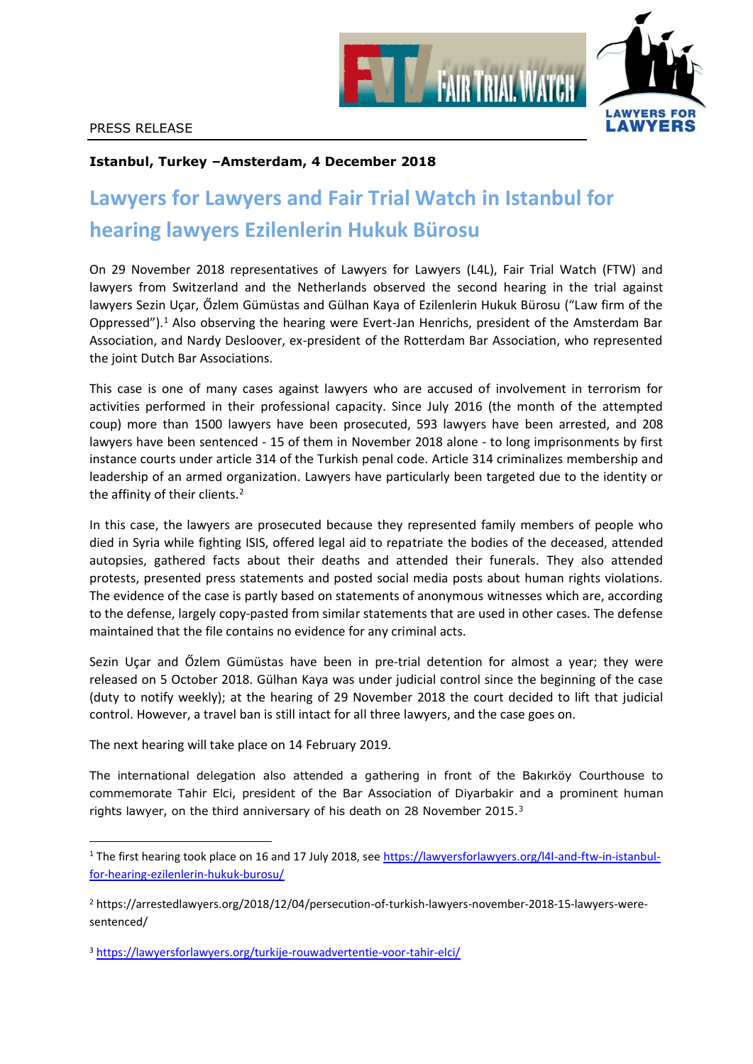PRESS RELEASE

**Istanbul, Turkey –Amsterdam, 4 December 2018**

# Lawyers for Lawyers and Fair Trial Watch in Istanbul for hearing lawyers Ezilenlerin Hukuk Bürosu

On 29 November 2018 representatives of Lawyers for Lawyers (L4L), Fair Trial Watch (FTW) and lawyers from Switzerland and the Netherlands observed the second hearing in the trial against lawyers Sezin Uçar, Őzlem Gümüstas and Gülhan Kaya of Ezilenlerin Hukuk Bürosu ("Law firm of the Oppressed").[1] Also observing the hearing were Evert-Jan Henrichs, president of the Amsterdam Bar Association, and Nardy Desloover, ex-president of the Rotterdam Bar Association, who represented the joint Dutch Bar Associations.

This case is one of many cases against lawyers who are accused of involvement in terrorism for activities performed in their professional capacity. Since July 2016 (the month of the attempted coup) more than 1500 lawyers have been prosecuted, 593 lawyers have been arrested, and 208 lawyers have been sentenced - 15 of them in November 2018 alone - to long imprisonments by first instance courts under article 314 of the Turkish penal code. Article 314 criminalizes membership and leadership of an armed organization. Lawyers have particularly been targeted due to the identity or the affinity of their clients.[2]

In this case, the lawyers are prosecuted because they represented family members of people who died in Syria while fighting ISIS, offered legal aid to repatriate the bodies of the deceased, attended autopsies, gathered facts about their deaths and attended their funerals. They also attended protests, presented press statements and posted social media posts about human rights violations. The evidence of the case is partly based on statements of anonymous witnesses which are, according to the defense, largely copy-pasted from similar statements that are used in other cases. The defense maintained that the file contains no evidence for any criminal acts.

Sezin Uçar and Őzlem Gümüstas have been in pre-trial detention for almost a year; they were released on 5 October 2018. Gülhan Kaya was under judicial control since the beginning of the case (duty to notify weekly); at the hearing of 29 November 2018 the court decided to lift that judicial control. However, a travel ban is still intact for all three lawyers, and the case goes on.

The next hearing will take place on 14 February 2019.

The international delegation also attended a gathering in front of the Bakırköy Courthouse to commemorate Tahir Elci, president of the Bar Association of Diyarbakir and a prominent human rights lawyer, on the third anniversary of his death on 28 November 2015.[3]

---

[1] The first hearing took place on 16 and 17 July 2018, see https://lawyersforlawyers.org/l4l-and-ftw-in-istanbul-for-hearing-ezilenlerin-hukuk-burosu/

[2] https://arrestedlawyers.org/2018/12/04/persecution-of-turkish-lawyers-november-2018-15-lawyers-were-sentenced/

[3] https://lawyersforlawyers.org/turkije-rouwadvertentie-voor-tahir-elci/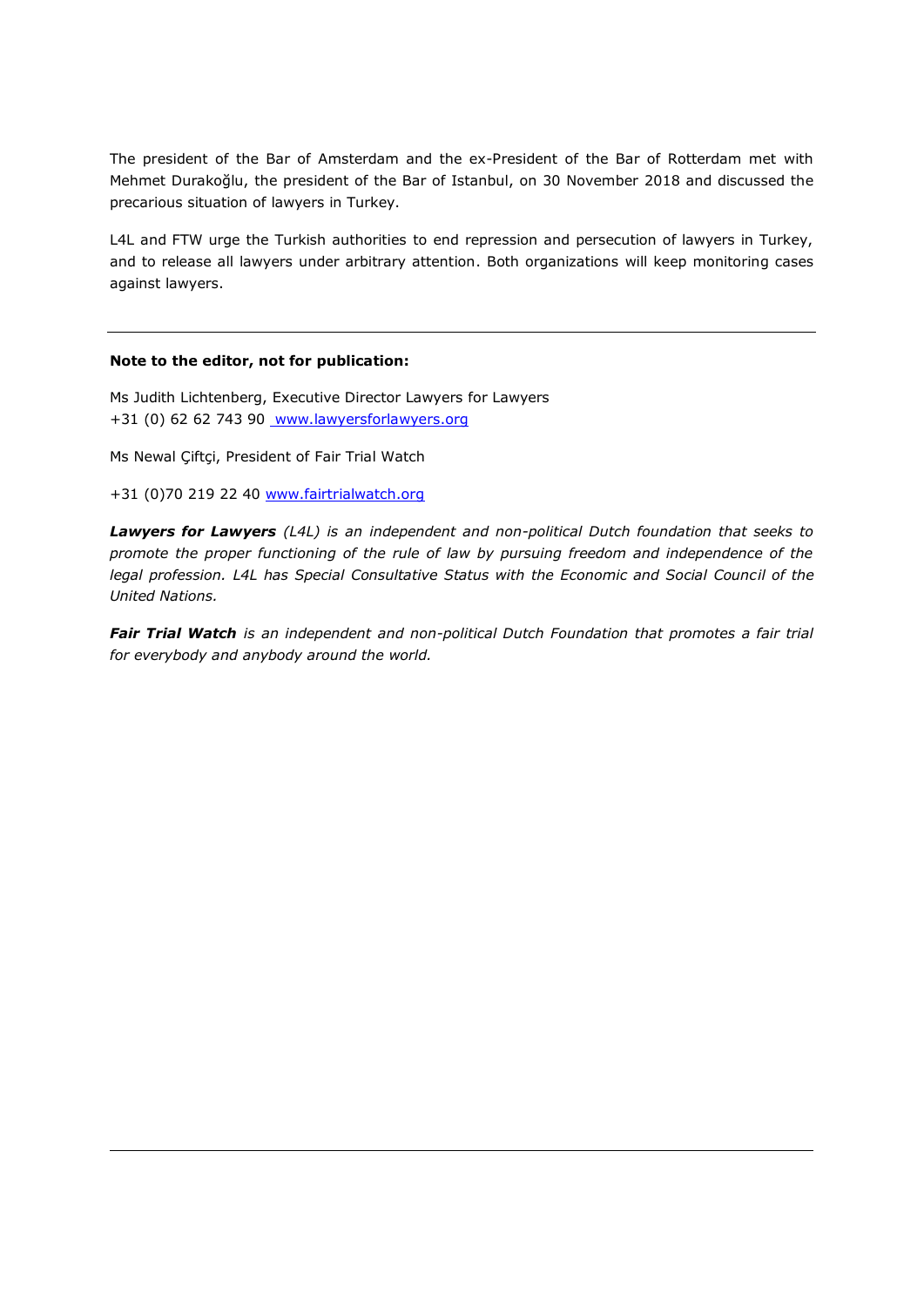The president of the Bar of Amsterdam and the ex-President of the Bar of Rotterdam met with Mehmet Durakoğlu, the president of the Bar of Istanbul, on 30 November 2018 and discussed the precarious situation of lawyers in Turkey.

L4L and FTW urge the Turkish authorities to end repression and persecution of lawyers in Turkey, and to release all lawyers under arbitrary attention. Both organizations will keep monitoring cases against lawyers.

---

**Note to the editor, not for publication:**

Ms Judith Lichtenberg, Executive Director Lawyers for Lawyers
+31 (0) 62 62 743 90 [www.lawyersforlawyers.org](http://www.lawyersforlawyers.org)

Ms Newal Çiftçi, President of Fair Trial Watch

+31 (0)70 219 22 40 [www.fairtrialwatch.org](http://www.fairtrialwatch.org)

***Lawyers for Lawyers*** *(L4L) is an independent and non-political Dutch foundation that seeks to promote the proper functioning of the rule of law by pursuing freedom and independence of the legal profession. L4L has Special Consultative Status with the Economic and Social Council of the United Nations.*

***Fair Trial Watch*** *is an independent and non-political Dutch Foundation that promotes a fair trial for everybody and anybody around the world.*